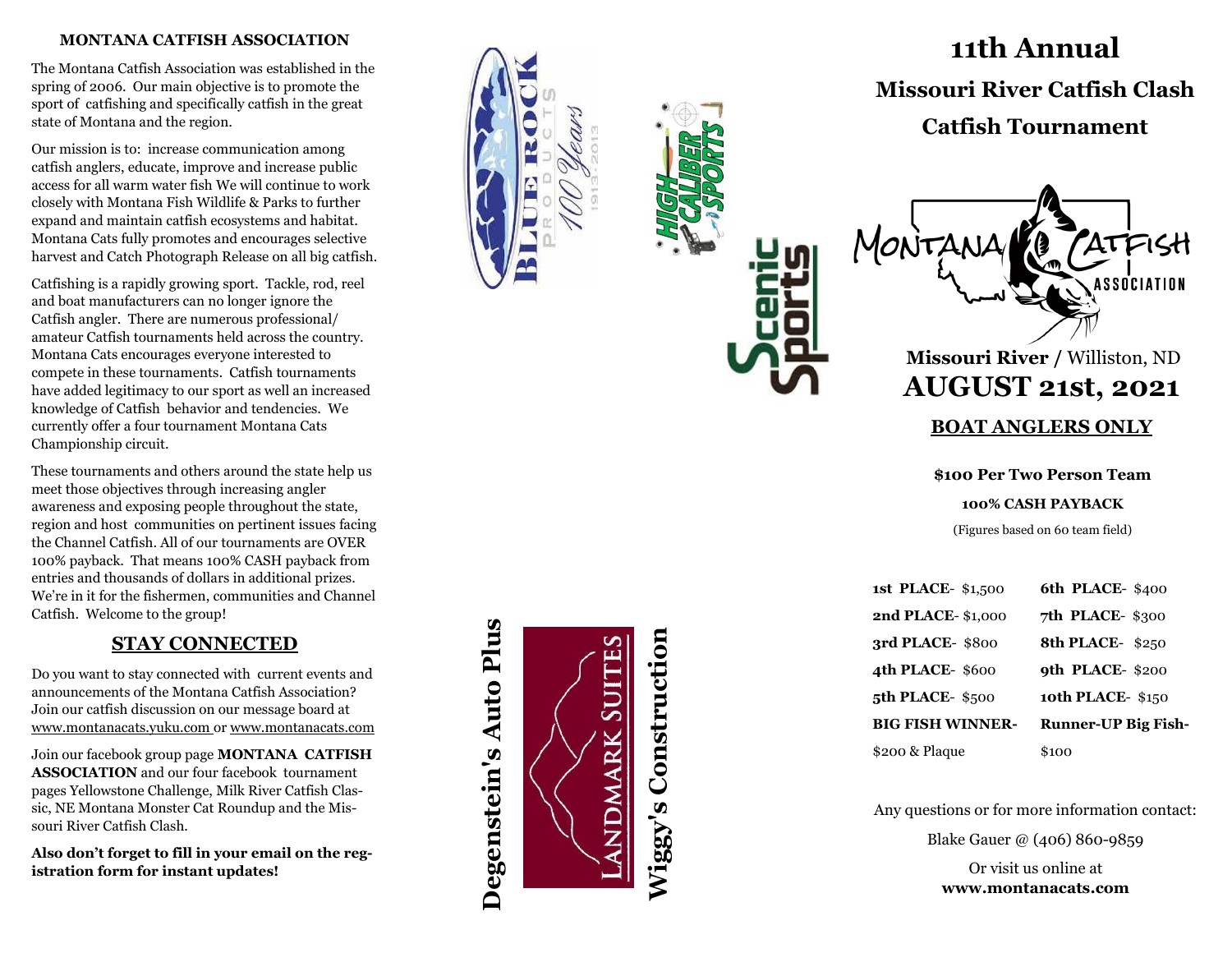**MONTANA CATFISH ASSOCIATION**

The Montana Catfish Association was established in the spring of 2006. Our main objective is to promote the sport of catfishing and specifically catfish in the great state of Montana and the region.

Our mission is to: increase communication among catfish anglers, educate, improve and increase public access for all warm water fish We will continue to work closely with Montana Fish Wildlife & Parks to further expand and maintain catfish ecosystems and habitat. Montana Cats fully promotes and encourages selective harvest and Catch Photograph Release on all big catfish.

Catfishing is a rapidly growing sport. Tackle, rod, reel and boat manufacturers can no longer ignore the Catfish angler. There are numerous professional/ amateur Catfish tournaments held across the country. Montana Cats encourages everyone interested to compete in these tournaments. Catfish tournaments have added legitimacy to our sport as well an increased knowledge of Catfish behavior and tendencies. We currently offer a four tournament Montana Cats Championship circuit.

These tournaments and others around the state help us meet those objectives through increasing angler awareness and exposing people throughout the state, region and host communities on pertinent issues facing the Channel Catfish. All of our tournaments are OVER 100% payback. That means 100% CASH payback from entries and thousands of dollars in additional prizes. We're in it for the fishermen, communities and Channel Catfish. Welcome to the group!

## STAY CONNECTED

Do you want to stay connected with current events and announcements of the Montana Catfish Association? Join our catfish discussion on our message board at www.montanacats.yuku.com or www.montanacats.com

Join our facebook group page **MONTANA CATFISH ASSOCIATION** and our four facebook tournament pages Yellowstone Challenge, Milk River Catfish Classic, NE Montana Monster Cat Roundup and the Missouri River Catfish Clash.

**Also don't forget to fill in your email on the registration form for instant updates!**

Blue Rock Products 100 Years 1913-2013

High Caliber Sports

Scenic Sports

Degenstein's Auto Plus

Landmark Suites

Wiggy's Construction

# 11th Annual

## Missouri River Catfish Clash

## Catfish Tournament

Montana Catfish Association

**Missouri River /** Williston, ND

## AUGUST 21st, 2021

**BOAT ANGLERS ONLY**

**$100 Per Two Person Team**

**100% CASH PAYBACK**

(Figures based on 60 team field)

| | |
|---|---|
| **1st PLACE**- $1,500 | **6th PLACE**- $400 |
| **2nd PLACE**- $1,000 | **7th PLACE**- $300 |
| **3rd PLACE**- $800 | **8th PLACE**- $250 |
| **4th PLACE**- $600 | **9th PLACE**- $200 |
| **5th PLACE**- $500 | **10th PLACE**- $150 |
| **BIG FISH WINNER**- | **Runner-UP Big Fish**- |
| $200 & Plaque | $100 |

Any questions or for more information contact:

Blake Gauer @ (406) 860-9859

Or visit us online at
**www.montanacats.com**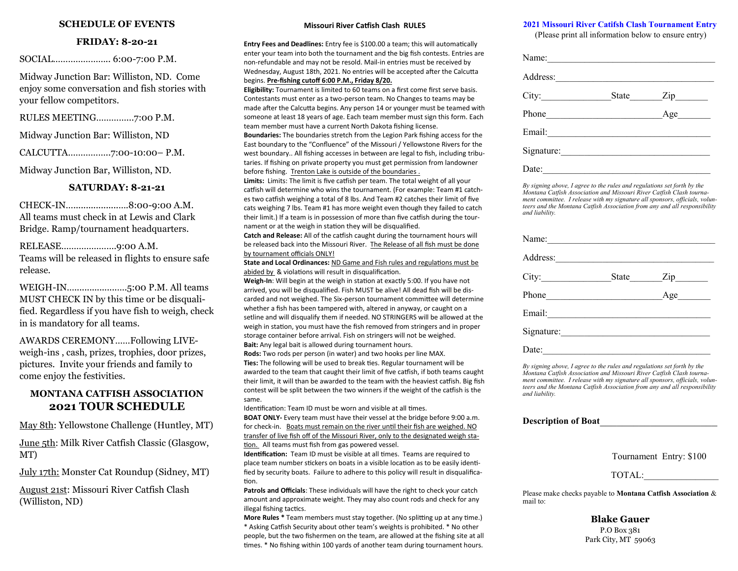## SCHEDULE OF EVENTS

### FRIDAY: 8-20-21

SOCIAL...................... 6:00-7:00 P.M.

Midway Junction Bar: Williston, ND. Come enjoy some conversation and fish stories with your fellow competitors.

RULES MEETING..............7:00 P.M.

Midway Junction Bar: Williston, ND

CALCUTTA................7:00-10:00– P.M.

Midway Junction Bar, Williston, ND.

### SATURDAY: 8-21-21

CHECK-IN........................8:00-9:00 A.M. All teams must check in at Lewis and Clark Bridge. Ramp/tournament headquarters.

RELEASE.....................9:00 A.M. Teams will be released in flights to ensure safe release.

WEIGH-IN.......................5:00 P.M. All teams MUST CHECK IN by this time or be disqualified. Regardless if you have fish to weigh, check in is mandatory for all teams.

AWARDS CEREMONY......Following LIVE-weigh-ins , cash, prizes, trophies, door prizes, pictures. Invite your friends and family to come enjoy the festivities.

## MONTANA CATFISH ASSOCIATION 2021 TOUR SCHEDULE

May 8th: Yellowstone Challenge (Huntley, MT)

June 5th: Milk River Catfish Classic (Glasgow, MT)

July 17th: Monster Cat Roundup (Sidney, MT)

August 21st: Missouri River Catfish Clash (Williston, ND)

## Missouri River Catfish Clash RULES

**Entry Fees and Deadlines:** Entry fee is $100.00 a team; this will automatically enter your team into both the tournament and the big fish contests. Entries are non-refundable and may not be resold. Mail-in entries must be received by Wednesday, August 18th, 2021. No entries will be accepted after the Calcutta begins. **Pre-fishing cutoff 6:00 P.M., Friday 8/20.**

**Eligibility:** Tournament is limited to 60 teams on a first come first serve basis. Contestants must enter as a two-person team. No Changes to teams may be made after the Calcutta begins. Any person 14 or younger must be teamed with someone at least 18 years of age. Each team member must sign this form. Each team member must have a current North Dakota fishing license.

**Boundaries:** The boundaries stretch from the Legion Park fishing access for the East boundary to the "Confluence" of the Missouri / Yellowstone Rivers for the west boundary.. All fishing accesses in between are legal to fish, including tributaries. If fishing on private property you must get permission from landowner before fishing. Trenton Lake is outside of the boundaries .

**Limits:** Limits: The limit is five catfish per team. The total weight of all your catfish will determine who wins the tournament. (For example: Team #1 catches two catfish weighing a total of 8 lbs. And Team #2 catches their limit of five cats weighing 7 lbs. Team #1 has more weight even though they failed to catch their limit.) If a team is in possession of more than five catfish during the tournament or at the weigh in station they will be disqualified.

**Catch and Release:** All of the catfish caught during the tournament hours will be released back into the Missouri River. The Release of all fish must be done by tournament officials ONLY!

**State and Local Ordinances:** ND Game and Fish rules and regulations must be abided by & violations will result in disqualification.

**Weigh-In**: Will begin at the weigh in station at exactly 5:00. If you have not arrived, you will be disqualified. Fish MUST be alive! All dead fish will be discarded and not weighed. The Six-person tournament committee will determine whether a fish has been tampered with, altered in anyway, or caught on a setline and will disqualify them if needed. NO STRINGERS will be allowed at the weigh in station, you must have the fish removed from stringers and in proper storage container before arrival. Fish on stringers will not be weighed.

**Bait:** Any legal bait is allowed during tournament hours.

**Rods:** Two rods per person (in water) and two hooks per line MAX.

**Ties:** The following will be used to break ties. Regular tournament will be awarded to the team that caught their limit of five catfish, if both teams caught their limit, it will than be awarded to the team with the heaviest catfish. Big fish contest will be split between the two winners if the weight of the catfish is the same.

Identification: Team ID must be worn and visible at all times.

**BOAT ONLY-** Every team must have their vessel at the bridge before 9:00 a.m. for check-in. Boats must remain on the river until their fish are weighed. NO transfer of live fish off of the Missouri River, only to the designated weigh station. All teams must fish from gas powered vessel.

**Identification:** Team ID must be visible at all times. Teams are required to place team number stickers on boats in a visible location as to be easily identified by security boats. Failure to adhere to this policy will result in disqualification.

**Patrols and Officials**: These individuals will have the right to check your catch amount and approximate weight. They may also count rods and check for any illegal fishing tactics.

**More Rules** * Team members must stay together. (No splitting up at any time.) * Asking Catfish Security about other team's weights is prohibited. * No other people, but the two fishermen on the team, are allowed at the fishing site at all times. * No fishing within 100 yards of another team during tournament hours.

## 2021 Missouri River Catifsh Clash Tournament Entry

(Please print all information below to ensure entry)

Name:\_\_\_\_\_\_\_\_\_\_\_\_\_\_\_\_\_\_\_\_\_\_\_\_\_\_\_\_\_\_

Address:\_\_\_\_\_\_\_\_\_\_\_\_\_\_\_\_\_\_\_\_\_\_\_\_\_\_\_\_

City:\_\_\_\_\_\_\_\_\_\_ State\_\_\_\_\_ Zip\_\_\_\_\_

Phone\_\_\_\_\_\_\_\_\_\_\_\_\_\_\_\_\_\_\_\_ Age\_\_\_\_\_

Email:\_\_\_\_\_\_\_\_\_\_\_\_\_\_\_\_\_\_\_\_\_\_\_\_\_\_\_\_\_

Signature:\_\_\_\_\_\_\_\_\_\_\_\_\_\_\_\_\_\_\_\_\_\_\_\_\_\_

Date:\_\_\_\_\_\_\_\_\_\_\_\_\_\_\_\_\_\_\_\_\_\_\_\_\_\_\_\_\_\_

*By signing above, I agree to the rules and regulations set forth by the Montana Catfish Association and Missouri River Catfish Clash tournament committee. I release with my signature all sponsors, officials, volunteers and the Montana Catfish Association from any and all responsibility and liability.*

Name:\_\_\_\_\_\_\_\_\_\_\_\_\_\_\_\_\_\_\_\_\_\_\_\_\_\_\_\_\_\_

Address:\_\_\_\_\_\_\_\_\_\_\_\_\_\_\_\_\_\_\_\_\_\_\_\_\_\_\_\_

City:\_\_\_\_\_\_\_\_\_\_ State\_\_\_\_\_ Zip\_\_\_\_\_

Phone\_\_\_\_\_\_\_\_\_\_\_\_\_\_\_\_\_\_\_\_ Age\_\_\_\_\_

Email:\_\_\_\_\_\_\_\_\_\_\_\_\_\_\_\_\_\_\_\_\_\_\_\_\_\_\_\_\_

Signature:\_\_\_\_\_\_\_\_\_\_\_\_\_\_\_\_\_\_\_\_\_\_\_\_\_\_

Date:\_\_\_\_\_\_\_\_\_\_\_\_\_\_\_\_\_\_\_\_\_\_\_\_\_\_\_\_\_\_

*By signing above, I agree to the rules and regulations set forth by the Montana Catfish Association and Missouri River Catfish Clash tournament committee. I release with my signature all sponsors, officials, volunteers and the Montana Catfish Association from any and all responsibility and liability.*

**Description of Boat**\_\_\_\_\_\_\_\_\_\_\_\_\_\_\_\_\_\_\_\_

Tournament Entry: $100

TOTAL:\_\_\_\_\_\_\_\_\_\_\_\_\_\_

Please make checks payable to **Montana Catfish Association** & mail to:

**Blake Gauer**
P.O Box 381
Park City, MT 59063